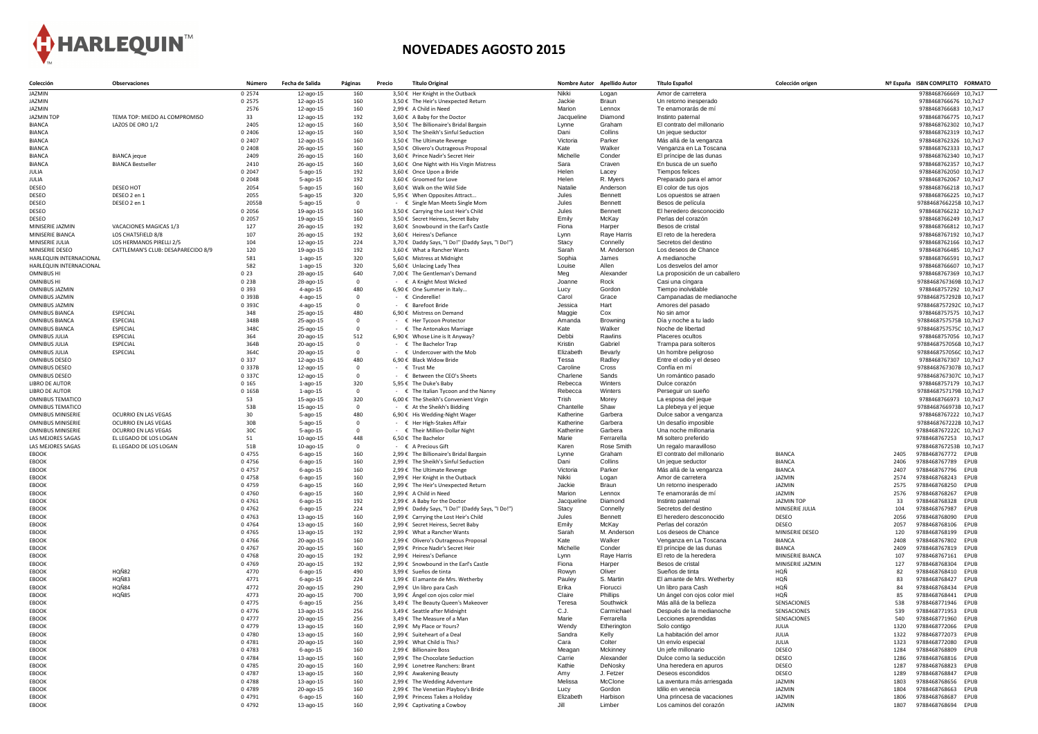HARLEQUIN™

# NOVEDADES AGOSTO 2015

| Colección | Observaciones | Número | Fecha de Salida | Páginas | Precio | Título Original | Nombre Autor | Apellido Autor | Título Español | Colección origen | Nº España | ISBN COMPLETO | FORMATO |
|---|---|---|---|---|---|---|---|---|---|---|---|---|---|
| JAZMIN | | 0 2574 | 12-ago-15 | 160 | 3,50 € | Her Knight in the Outback | Nikki | Logan | Amor de carretera | | | 9788468766669 | 10,7x17 |
| JAZMIN | | 0 2575 | 12-ago-15 | 160 | 3,50 € | The Heir's Unexpected Return | Jackie | Braun | Un retorno inesperado | | | 9788468766676 | 10,7x17 |
| JAZMIN | | 2576 | 12-ago-15 | 160 | 2,99 € | A Child in Need | Marion | Lennox | Te enamorarás de mí | | | 9788468766683 | 10,7x17 |
| JAZMIN TOP | TEMA TOP: MIEDO AL COMPROMISO | 33 | 12-ago-15 | 192 | 3,60 € | A Baby for the Doctor | Jacqueline | Diamond | Instinto paternal | | | 9788468766775 | 10,7x17 |
| BIANCA | LAZOS DE ORO 1/2 | 2405 | 12-ago-15 | 160 | 3,50 € | The Billionaire's Bridal Bargain | Lynne | Graham | El contrato del millonario | | | 9788468762302 | 10,7x17 |
| BIANCA | | 0 2406 | 12-ago-15 | 160 | 3,50 € | The Sheikh's Sinful Seduction | Dani | Collins | Un jeque seductor | | | 9788468762319 | 10,7x17 |
| BIANCA | | 0 2407 | 12-ago-15 | 160 | 3,50 € | The Ultimate Revenge | Victoria | Parker | Más allá de la venganza | | | 9788468762326 | 10,7x17 |
| BIANCA | | 0 2408 | 26-ago-15 | 160 | 3,50 € | Olivero's Outrageous Proposal | Kate | Walker | Venganza en La Toscana | | | 9788468762333 | 10,7x17 |
| BIANCA | BIANCA jeque | 2409 | 26-ago-15 | 160 | 3,60 € | Prince Nadir's Secret Heir | Michelle | Conder | El príncipe de las dunas | | | 9788468762340 | 10,7x17 |
| BIANCA | BIANCA Bestseller | 2410 | 26-ago-15 | 160 | 3,60 € | One Night with His Virgin Mistress | Sara | Craven | En busca de un sueño | | | 9788468762357 | 10,7x17 |
| JULIA | | 0 2047 | 5-ago-15 | 192 | 3,60 € | Once Upon a Bride | Helen | Lacey | Tiempos felices | | | 9788468762050 | 10,7x17 |
| JULIA | | 0 2048 | 5-ago-15 | 192 | 3,60 € | Groomed for Love | Helen | R. Myers | Preparado para el amor | | | 9788468762067 | 10,7x17 |
| DESEO | DESEO HOT | 2054 | 5-ago-15 | 160 | 3,60 € | Walk on the Wild Side | Natalie | Anderson | El color de tus ojos | | | 9788468766218 | 10,7x17 |
| DESEO | DESEO 2 en 1 | 2055 | 5-ago-15 | 320 | 5,95 € | When Opposites Attract... | Jules | Bennett | Los opuestos se atraen | | | 9788468766225 | 10,7x17 |
| DESEO | DESEO 2 en 1 | 2055B | 5-ago-15 | 0 | - € | Single Man Meets Single Mom | Jules | Bennett | Besos de película | | | 9788468766225B | 10,7x17 |
| DESEO | | 0 2056 | 19-ago-15 | 160 | 3,50 € | Carrying the Lost Heir's Child | Jules | Bennett | El heredero desconocido | | | 9788468766232 | 10,7x17 |
| DESEO | | 0 2057 | 19-ago-15 | 160 | 3,50 € | Secret Heiress, Secret Baby | Emily | McKay | Perlas del corazón | | | 9788468766249 | 10,7x17 |
| MINISERIE JAZMIN | VACACIONES MAGICAS 1/3 | 127 | 26-ago-15 | 192 | 3,60 € | Snowbound in the Earl's Castle | Fiona | Harper | Besos de cristal | | | 9788468766812 | 10,7x17 |
| MINISERIE BIANCA | LOS CHATSFIELD 8/8 | 107 | 26-ago-15 | 192 | 3,60 € | Heiress's Defiance | Lynn | Raye Harris | El reto de la heredera | | | 9788468767192 | 10,7x17 |
| MINISERIE JULIA | LOS HERMANOS PIRELLI 2/5 | 104 | 12-ago-15 | 224 | 3,70 € | Daddy Says, "I Do!" (Daddy Says, "I Do!") | Stacy | Connelly | Secretos del destino | | | 9788468762166 | 10,7x17 |
| MINISERIE DESEO | CATTLEMAN'S CLUB: DESAPARECIDO 8/9 | 120 | 19-ago-15 | 192 | 3,60 € | What a Rancher Wants | Sarah | M. Anderson | Los deseos de Chance | | | 9788468766485 | 10,7x17 |
| HARLEQUIN INTERNACIONAL | | 581 | 1-ago-15 | 320 | 5,60 € | Mistress at Midnight | Sophia | James | A medianoche | | | 9788468766591 | 10,7x17 |
| HARLEQUIN INTERNACIONAL | | 582 | 1-ago-15 | 320 | 5,60 € | Unlacing Lady Thea | Louise | Allen | Los desvelos del amor | | | 9788468766607 | 10,7x17 |
| OMNIBUS HI | | 0 23 | 28-ago-15 | 640 | 7,00 € | The Gentleman's Demand | Meg | Alexander | La proposición de un caballero | | | 9788468767369 | 10,7x17 |
| OMNIBUS HI | | 0 23B | 28-ago-15 | 0 | - € | A Knight Most Wicked | Joanne | Rock | Casi una cíngara | | | 9788468767369B | 10,7x17 |
| OMNIBUS JAZMIN | | 0 393 | 4-ago-15 | 480 | 6,90 € | One Summer in Italy... | Lucy | Gordon | Tiempo inolvidable | | | 9788468757292 | 10,7x17 |
| OMNIBUS JAZMIN | | 0 393B | 4-ago-15 | 0 | - € | Cinderellie! | Carol | Grace | Campanadas de medianoche | | | 9788468757292B | 10,7x17 |
| OMNIBUS JAZMIN | | 0 393C | 4-ago-15 | 0 | - € | Barefoot Bride | Jessica | Hart | Amores del pasado | | | 9788468757292C | 10,7x17 |
| OMNIBUS BIANCA | ESPECIAL | 348 | 25-ago-15 | 480 | 6,90 € | Mistress on Demand | Maggie | Cox | No sin amor | | | 9788468757575 | 10,7x17 |
| OMNIBUS BIANCA | ESPECIAL | 348B | 25-ago-15 | 0 | - € | Her Tycoon Protector | Amanda | Browning | Día y noche a tu lado | | | 9788468757575B | 10,7x17 |
| OMNIBUS BIANCA | ESPECIAL | 348C | 25-ago-15 | 0 | - € | The Antonakos Marriage | Kate | Walker | Noche de libertad | | | 9788468757575C | 10,7x17 |
| OMNIBUS JULIA | ESPECIAL | 364 | 20-ago-15 | 512 | 6,90 € | Whose Line is It Anyway? | Debbi | Rawlins | Placeres ocultos | | | 9788468757056 | 10,7x17 |
| OMNIBUS JULIA | ESPECIAL | 364B | 20-ago-15 | 0 | - € | The Bachelor Trap | Kristin | Gabriel | Trampa para solteros | | | 9788468757056B | 10,7x17 |
| OMNIBUS JULIA | ESPECIAL | 364C | 20-ago-15 | 0 | - € | Undercover with the Mob | Elizabeth | Bevarly | Un hombre peligroso | | | 9788468757056C | 10,7x17 |
| OMNIBUS DESEO | | 0 337 | 12-ago-15 | 480 | 6,90 € | Black Widow Bride | Tessa | Radley | Entre el odio y el deseo | | | 9788468767307 | 10,7x17 |
| OMNIBUS DESEO | | 0 337B | 12-ago-15 | 0 | - € | Trust Me | Caroline | Cross | Confía en mí | | | 9788468767307B | 10,7x17 |
| OMNIBUS DESEO | | 0 337C | 12-ago-15 | 0 | - € | Between the CEO's Sheets | Charlene | Sands | Un romántico pasado | | | 9788468767307C | 10,7x17 |
| LIBRO DE AUTOR | | 0 165 | 1-ago-15 | 320 | 5,95 € | The Duke's Baby | Rebecca | Winters | Dulce corazón | | | 9788468757179 | 10,7x17 |
| LIBRO DE AUTOR | | 0 165B | 1-ago-15 | 0 | - € | The Italian Tycoon and the Nanny | Rebecca | Winters | Perseguir un sueño | | | 9788468757179B | 10,7x17 |
| OMNIBUS TEMATICO | | 53 | 15-ago-15 | 320 | 6,00 € | The Sheikh's Convenient Virgin | Trish | Morey | La esposa del jeque | | | 9788468766973 | 10,7x17 |
| OMNIBUS TEMATICO | | 53B | 15-ago-15 | 0 | - € | At the Sheikh's Bidding | Chantelle | Shaw | La plebeya y el jeque | | | 9788468766973B | 10,7x17 |
| OMNIBUS MINISERIE | OCURRIO EN LAS VEGAS | 30 | 5-ago-15 | 480 | 6,90 € | His Wedding-Night Wager | Katherine | Garbera | Dulce sabor a venganza | | | 9788468767222 | 10,7x17 |
| OMNIBUS MINISERIE | OCURRIO EN LAS VEGAS | 30B | 5-ago-15 | 0 | - € | Her High-Stakes Affair | Katherine | Garbera | Un desafío imposible | | | 9788468767222B | 10,7x17 |
| OMNIBUS MINISERIE | OCURRIO EN LAS VEGAS | 30C | 5-ago-15 | 0 | - € | Their Million-Dollar Night | Katherine | Garbera | Una noche millonaria | | | 9788468767222C | 10,7x17 |
| LAS MEJORES SAGAS | EL LEGADO DE LOS LOGAN | 51 | 10-ago-15 | 448 | 6,50 € | The Bachelor | Marie | Ferrarella | Mi soltero preferido | | | 9788468767253 | 10,7x17 |
| LAS MEJORES SAGAS | EL LEGADO DE LOS LOGAN | 51B | 10-ago-15 | 0 | - € | A Precious Gift | Karen | Rose Smith | Un regalo maravilloso | | | 9788468767253B | 10,7x17 |
| EBOOK | | 0 4755 | 6-ago-15 | 160 | 2,99 € | The Billionaire's Bridal Bargain | Lynne | Graham | El contrato del millonario | BIANCA | 2405 | 9788468767772 | EPUB |
| EBOOK | | 0 4756 | 6-ago-15 | 160 | 2,99 € | The Sheikh's Sinful Seduction | Dani | Collins | Un jeque seductor | BIANCA | 2406 | 9788468767789 | EPUB |
| EBOOK | | 0 4757 | 6-ago-15 | 160 | 2,99 € | The Ultimate Revenge | Victoria | Parker | Más allá de la venganza | BIANCA | 2407 | 9788468767796 | EPUB |
| EBOOK | | 0 4758 | 6-ago-15 | 160 | 2,99 € | Her Knight in the Outback | Nikki | Logan | Amor de carretera | JAZMIN | 2574 | 9788468768243 | EPUB |
| EBOOK | | 0 4759 | 6-ago-15 | 160 | 2,99 € | The Heir's Unexpected Return | Jackie | Braun | Un retorno inesperado | JAZMIN | 2575 | 9788468768250 | EPUB |
| EBOOK | | 0 4760 | 6-ago-15 | 160 | 2,99 € | A Child in Need | Marion | Lennox | Te enamorarás de mí | JAZMIN | 2576 | 9788468768267 | EPUB |
| EBOOK | | 0 4761 | 6-ago-15 | 192 | 2,99 € | A Baby for the Doctor | Jacqueline | Diamond | Instinto paternal | JAZMIN TOP | 33 | 9788468768328 | EPUB |
| EBOOK | | 0 4762 | 6-ago-15 | 224 | 2,99 € | Daddy Says, "I Do!" (Daddy Says, "I Do!") | Stacy | Connelly | Secretos del destino | MINISERIE JULIA | 104 | 9788468767987 | EPUB |
| EBOOK | | 0 4763 | 13-ago-15 | 160 | 2,99 € | Carrying the Lost Heir's Child | Jules | Bennett | El heredero desconocido | DESEO | 2056 | 9788468768090 | EPUB |
| EBOOK | | 0 4764 | 13-ago-15 | 160 | 2,99 € | Secret Heiress, Secret Baby | Emily | McKay | Perlas del corazón | DESEO | 2057 | 9788468768106 | EPUB |
| EBOOK | | 0 4765 | 13-ago-15 | 192 | 2,99 € | What a Rancher Wants | Sarah | M. Anderson | Los deseos de Chance | MINISERIE DESEO | 120 | 9788468768199 | EPUB |
| EBOOK | | 0 4766 | 20-ago-15 | 160 | 2,99 € | Olivero's Outrageous Proposal | Kate | Walker | Venganza en La Toscana | BIANCA | 2408 | 9788468767802 | EPUB |
| EBOOK | | 0 4767 | 20-ago-15 | 160 | 2,99 € | Prince Nadir's Secret Heir | Michelle | Conder | El príncipe de las dunas | BIANCA | 2409 | 9788468767819 | EPUB |
| EBOOK | | 0 4768 | 20-ago-15 | 192 | 2,99 € | Heiress's Defiance | Lynn | Raye Harris | El reto de la heredera | MINISERIE BIANCA | 107 | 9788468767161 | EPUB |
| EBOOK | | 0 4769 | 20-ago-15 | 192 | 2,99 € | Snowbound in the Earl's Castle | Fiona | Harper | Besos de cristal | MINISERIE JAZMIN | 127 | 9788468768304 | EPUB |
| EBOOK | HQÑ82 | 4770 | 6-ago-15 | 490 | 3,99 € | Sueños de tinta | Rowyn | Oliver | Sueños de tinta | HQÑ | 82 | 9788468768410 | EPUB |
| EBOOK | HQÑ83 | 4771 | 6-ago-15 | 224 | 1,99 € | El amante de Mrs. Wetherby | Pauley | S. Martin | El amante de Mrs. Wetherby | HQÑ | 83 | 9788468768427 | EPUB |
| EBOOK | HQÑ84 | 4772 | 20-ago-15 | 290 | 2,99 € | Un libro para Cash | Erika | Fiorucci | Un libro para Cash | HQÑ | 84 | 9788468768434 | EPUB |
| EBOOK | HQÑ85 | 4773 | 20-ago-15 | 700 | 3,99 € | Ángel con ojos color miel | Claire | Phillips | Un ángel con ojos color miel | HQÑ | 85 | 9788468768441 | EPUB |
| EBOOK | | 0 4775 | 6-ago-15 | 256 | 3,49 € | The Beauty Queen's Makeover | Teresa | Southwick | Más allá de la belleza | SENSACIONES | 538 | 9788468771946 | EPUB |
| EBOOK | | 0 4776 | 13-ago-15 | 256 | 3,49 € | Seattle after Midnight | C.J. | Carmichael | Después de la medianoche | SENSACIONES | 539 | 9788468771953 | EPUB |
| EBOOK | | 0 4777 | 20-ago-15 | 256 | 3,49 € | The Measure of a Man | Marie | Ferrarella | Lecciones aprendidas | SENSACIONES | 540 | 9788468771960 | EPUB |
| EBOOK | | 0 4779 | 13-ago-15 | 160 | 2,99 € | My Place or Yours? | Wendy | Etherington | Solo contigo | JULIA | 1320 | 9788468772066 | EPUB |
| EBOOK | | 0 4780 | 13-ago-15 | 160 | 2,99 € | Suiteheart of a Deal | Sandra | Kelly | La habitación del amor | JULIA | 1322 | 9788468772073 | EPUB |
| EBOOK | | 0 4781 | 20-ago-15 | 160 | 2,99 € | What Child is This? | Cara | Colter | Un envío especial | JULIA | 1323 | 9788468772080 | EPUB |
| EBOOK | | 0 4783 | 6-ago-15 | 160 | 2,99 € | Billionaire Boss | Meagan | Mckinney | Un jefe millonario | DESEO | 1284 | 9788468768809 | EPUB |
| EBOOK | | 0 4784 | 13-ago-15 | 160 | 2,99 € | The Chocolate Seduction | Carrie | Alexander | Dulce como la seducción | DESEO | 1286 | 9788468768816 | EPUB |
| EBOOK | | 0 4785 | 20-ago-15 | 160 | 2,99 € | Lonetree Ranchers: Brant | Kathie | DeNosky | Una heredera en apuros | DESEO | 1287 | 9788468768823 | EPUB |
| EBOOK | | 0 4787 | 13-ago-15 | 160 | 2,99 € | Awakening Beauty | Amy | J. Fetzer | Deseos escondidos | DESEO | 1289 | 9788468768847 | EPUB |
| EBOOK | | 0 4788 | 13-ago-15 | 160 | 2,99 € | The Wedding Adventure | Melissa | McClone | La aventura más arriesgada | JAZMIN | 1803 | 9788468768656 | EPUB |
| EBOOK | | 0 4789 | 20-ago-15 | 160 | 2,99 € | The Venetian Playboy's Bride | Lucy | Gordon | Idilio en venecia | JAZMIN | 1804 | 9788468768663 | EPUB |
| EBOOK | | 0 4791 | 6-ago-15 | 160 | 2,99 € | Princess Takes a Holiday | Elizabeth | Harbison | Una princesa de vacaciones | JAZMIN | 1806 | 9788468768687 | EPUB |
| EBOOK | | 0 4792 | 13-ago-15 | 160 | 2,99 € | Captivating a Cowboy | Jill | Limber | Los caminos del corazón | JAZMIN | 1807 | 9788468768694 | EPUB |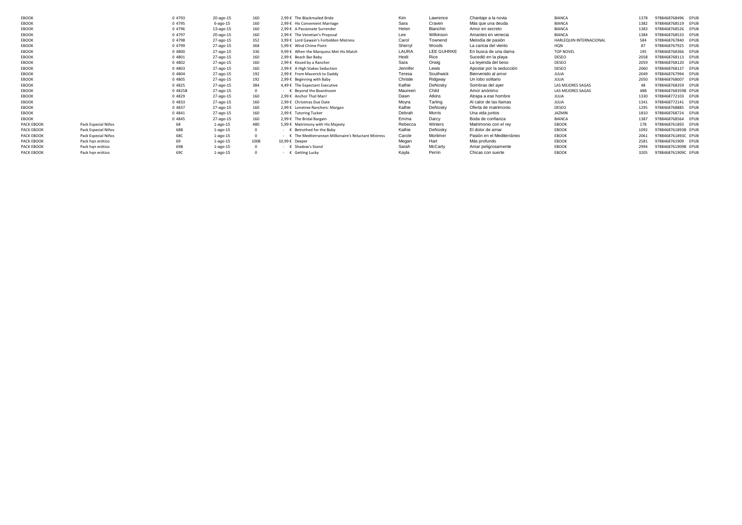| | | | | | | | | | | | | | |
|---|---|---|---|---|---|---|---|---|---|---|---|---|---|
| EBOOK | | 0 4793 | 20-ago-15 | 160 | 2,99 € | The Blackmailed Bride | Kim | Lawrence | Chantaje a la novia | BIANCA | 1378 | 9788468768496 | EPUB |
| EBOOK | | 0 4795 | 6-ago-15 | 160 | 2,99 € | His Convenient Marriage | Sara | Craven | Más que una deuda | BIANCA | 1382 | 9788468768519 | EPUB |
| EBOOK | | 0 4796 | 13-ago-15 | 160 | 2,99 € | A Passionate Surrender | Helen | Bianchin | Amor en secreto | BIANCA | 1383 | 9788468768526 | EPUB |
| EBOOK | | 0 4797 | 20-ago-15 | 160 | 2,99 € | The Venetian's Proposal | Lee | Wilkinson | Amantes en venecia | BIANCA | 1384 | 9788468768533 | EPUB |
| EBOOK | | 0 4798 | 27-ago-15 | 352 | 3,99 € | Lord Gawain's Forbidden Mistress | Carol | Townend | Melodía de pasión | HARLEQUIN INTERNACIONAL | 584 | 9788468767840 | EPUB |
| EBOOK | | 0 4799 | 27-ago-15 | 368 | 5,99 € | Wind Chime Point | Sherryl | Woods | La caricia del viento | HQN | 87 | 9788468767925 | EPUB |
| EBOOK | | 0 4800 | 27-ago-15 | 336 | 9,99 € | When the Marquess Met His Match | LAURA | LEE GUHRKE | En busca de una dama | TOP NOVEL | 195 | 9788468768366 | EPUB |
| EBOOK | | 0 4801 | 27-ago-15 | 160 | 2,99 € | Beach Bar Baby | Heidi | Rice | Sucedió en la playa | DESEO | 2058 | 9788468768113 | EPUB |
| EBOOK | | 0 4802 | 27-ago-15 | 160 | 2,99 € | Kissed by a Rancher | Sara | Orwig | La leyenda del beso | DESEO | 2059 | 9788468768120 | EPUB |
| EBOOK | | 0 4803 | 27-ago-15 | 160 | 2,99 € | A High Stakes Seduction | Jennifer | Lewis | Apostar por la seducción | DESEO | 2060 | 9788468768137 | EPUB |
| EBOOK | | 0 4804 | 27-ago-15 | 192 | 2,99 € | From Maverick to Daddy | Teresa | Southwick | Bienvenido al amor | JULIA | 2049 | 9788468767994 | EPUB |
| EBOOK | | 0 4805 | 27-ago-15 | 192 | 2,99 € | Beginning with Baby | Christie | Ridgway | Un lobo solitario | JULIA | 2050 | 9788468768007 | EPUB |
| EBOOK | | 0 4825 | 27-ago-15 | 384 | 4,49 € | The Expectant Executive | Kathie | DeNosky | Sombras del ayer | LAS MEJORES SAGAS | 48 | 9788468768359 | EPUB |
| EBOOK | | 0 4825B | 27-ago-15 | 0 | - € | Beyond the Boardroom | Maureen | Child | Amor anónimo | LAS MEJORES SAGAS | 48B | 9788468768359B | EPUB |
| EBOOK | | 0 4829 | 27-ago-15 | 160 | 2,99 € | Anchor That Man! | Dawn | Atkins | Atrapa a ese hombre | JULIA | 1330 | 9788468772103 | EPUB |
| EBOOK | | 0 4833 | 27-ago-15 | 160 | 2,99 € | Christmas Due Date | Moyra | Tarling | Al calor de las llamas | JULIA | 1341 | 9788468772141 | EPUB |
| EBOOK | | 0 4837 | 27-ago-15 | 160 | 2,99 € | Lonetree Ranchers: Morgan | Kathie | DeNosky | Oferta de matrimonio | DESEO | 1295 | 9788468768885 | EPUB |
| EBOOK | | 0 4841 | 27-ago-15 | 160 | 2,99 € | Tutoring Tucker | Debrah | Morris | Una vida juntos | JAZMIN | 1810 | 9788468768724 | EPUB |
| EBOOK | | 0 4845 | 27-ago-15 | 160 | 2,99 € | The Bridal Bargain | Emma | Darcy | Boda de confianza | BIANCA | 1387 | 9788468768564 | EPUB |
| PACK EBOOK | Pack Especial Niños | 68 | 1-ago-15 | 480 | 5,99 € | Matrimony with His Majesty | Rebecca | Winters | Matrimonio con el rey | EBOOK | 178 | 9788468761893 | EPUB |
| PACK EBOOK | Pack Especial Niños | 68B | 1-ago-15 | 0 | - € | Betrothed for the Baby | Kathie | DeNosky | El dolor de amar | EBOOK | 1092 | 9788468761893B | EPUB |
| PACK EBOOK | Pack Especial Niños | 68C | 1-ago-15 | 0 | - € | The Mediterranean Millionaire's Reluctant Mistress | Carole | Mortimer | Pasión en el Mediterráneo | EBOOK | 2061 | 9788468761893C | EPUB |
| PACK EBOOK | Pack hqn erótico | 69 | 1-ago-15 | 1008 | 10,99 € | Deeper | Megan | Hart | Más profundo | EBOOK | 2581 | 9788468761909 | EPUB |
| PACK EBOOK | Pack hqn erótico | 69B | 1-ago-15 | 0 | - € | Shadow's Stand | Sarah | McCarty | Amar peligrosamente | EBOOK | 2994 | 9788468761909B | EPUB |
| PACK EBOOK | Pack hqn erótico | 69C | 1-ago-15 | 0 | - € | Getting Lucky | Kayla | Perrin | Chicas con suerte | EBOOK | 3205 | 9788468761909C | EPUB |